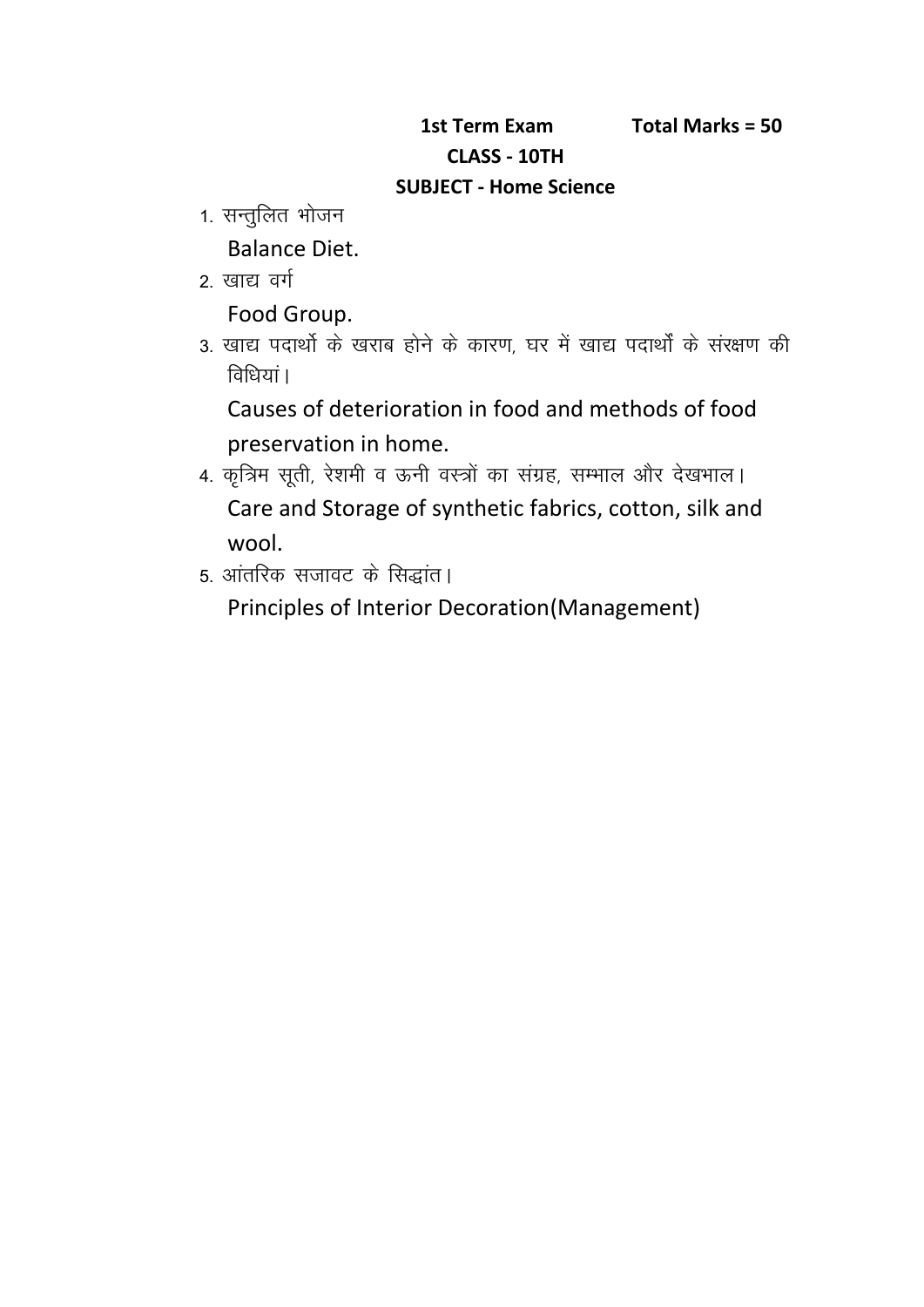**1st Term Exam** **Total Marks = 50**

**CLASS - 10TH**

**SUBJECT - Home Science**

1. सन्तुलित भोजन

   Balance Diet.

2. खाद्य वर्ग

   Food Group.

3. खाद्य पदार्थो के खराब होने के कारण, घर में खाद्य पदार्थों के संरक्षण की विधियां।

   Causes of deterioration in food and methods of food preservation in home.

4. कृत्रिम सूती, रेशमी व ऊनी वस्त्रों का संग्रह, सम्भाल और देखभाल।

   Care and Storage of synthetic fabrics, cotton, silk and wool.

5. आंतरिक सजावट के सिद्धांत।

   Principles of Interior Decoration(Management)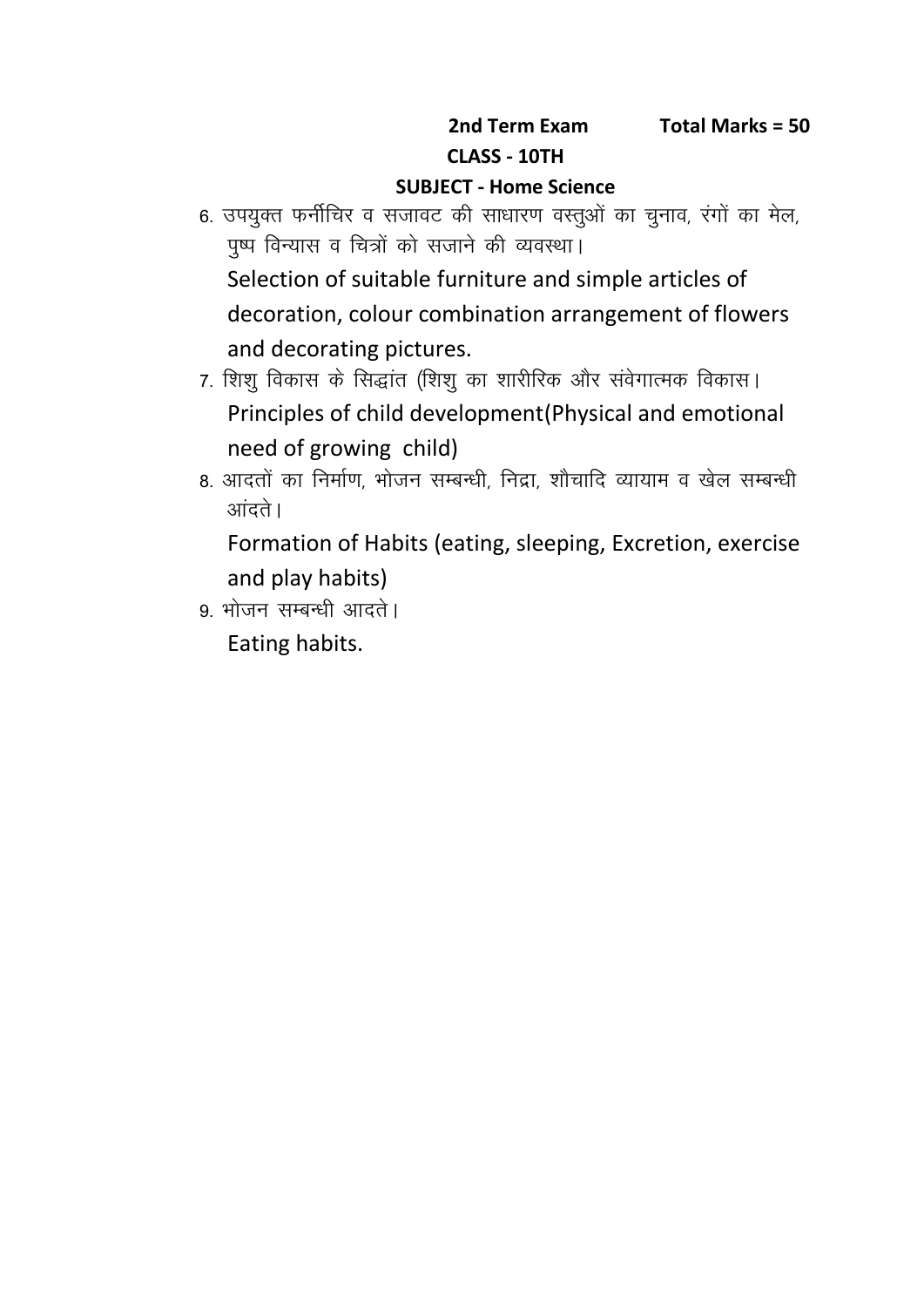**2nd Term Exam** **Total Marks = 50**

**CLASS - 10TH**

**SUBJECT - Home Science**

6. उपयुक्त फर्नीचिर व सजावट की साधारण वस्तुओं का चुनाव, रंगों का मेल, पुष्प विन्यास व चित्रों को सजाने की व्यवस्था।

   Selection of suitable furniture and simple articles of decoration, colour combination arrangement of flowers and decorating pictures.

7. शिशु विकास के सिद्धांत (शिशु का शारीरिक और संवेगात्मक विकास।

   Principles of child development(Physical and emotional need of growing child)

8. आदतों का निर्माण, भोजन सम्बन्धी, निद्रा, शौचादि व्यायाम व खेल सम्बन्धी आंदते।

   Formation of Habits (eating, sleeping, Excretion, exercise and play habits)

9. भोजन सम्बन्धी आदते।

   Eating habits.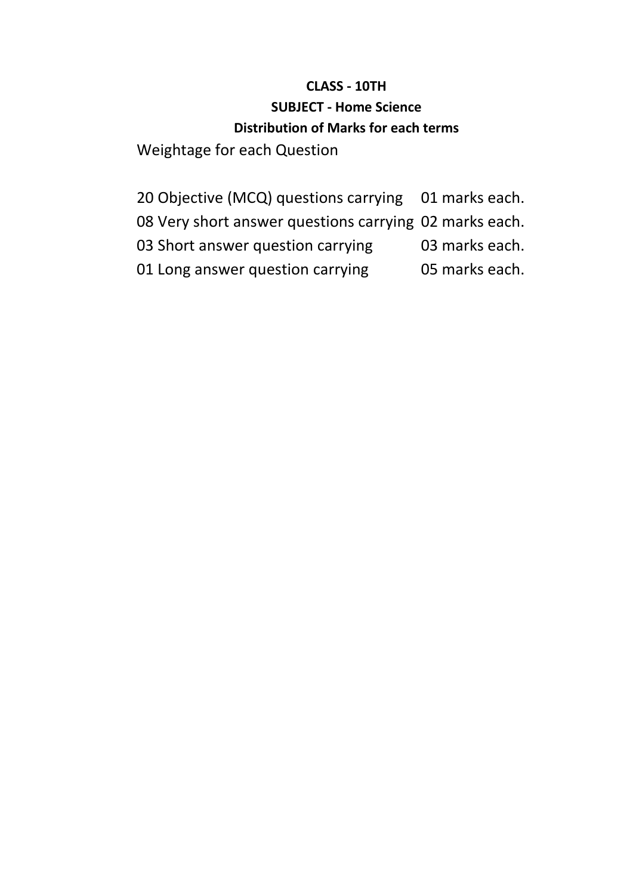**CLASS - 10TH**

**SUBJECT - Home Science**

**Distribution of Marks for each terms**

Weightage for each Question

| | |
|---|---|
| 20 Objective (MCQ) questions carrying | 01 marks each. |
| 08 Very short answer questions carrying | 02 marks each. |
| 03 Short answer question carrying | 03 marks each. |
| 01 Long answer question carrying | 05 marks each. |